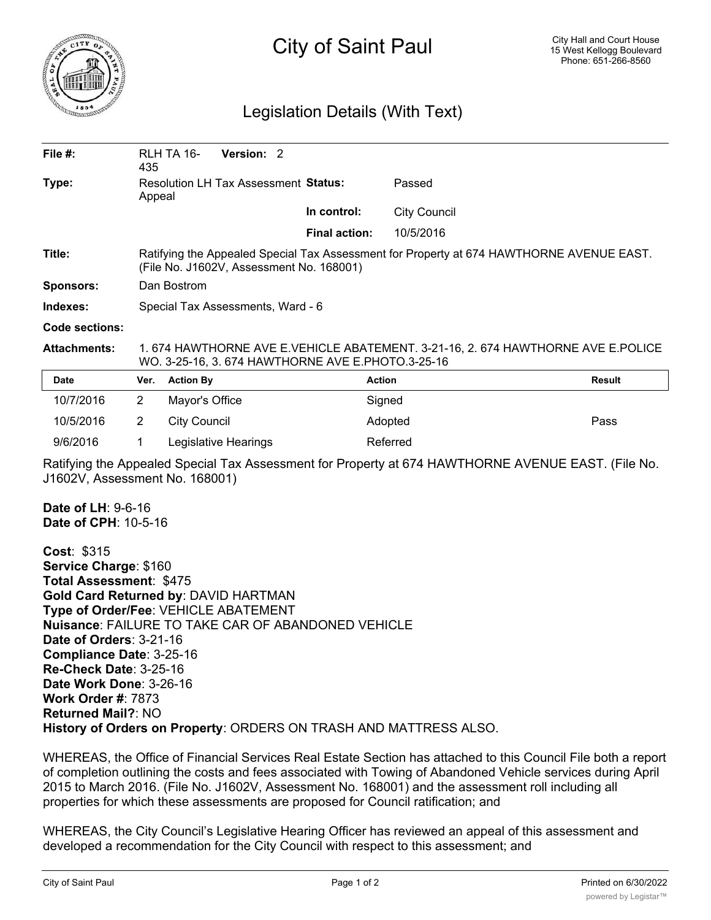# City of Saint Paul

City Hall and Court House
15 West Kellogg Boulevard
Phone: 651-266-8560

## Legislation Details (With Text)

| | | | |
|---|---|---|---|
| **File #:** | RLH TA 16-435 **Version:** 2 | | |
| **Type:** | Resolution LH Tax Assessment Appeal | **Status:** | Passed |
| | | **In control:** | City Council |
| | | **Final action:** | 10/5/2016 |

**Title:** Ratifying the Appealed Special Tax Assessment for Property at 674 HAWTHORNE AVENUE EAST. (File No. J1602V, Assessment No. 168001)

**Sponsors:** Dan Bostrom

**Indexes:** Special Tax Assessments, Ward - 6

**Code sections:**

**Attachments:** 1. 674 HAWTHORNE AVE E.VEHICLE ABATEMENT. 3-21-16, 2. 674 HAWTHORNE AVE E.POLICE WO. 3-25-16, 3. 674 HAWTHORNE AVE E.PHOTO.3-25-16

| Date | Ver. | Action By | Action | Result |
|---|---|---|---|---|
| 10/7/2016 | 2 | Mayor's Office | Signed | |
| 10/5/2016 | 2 | City Council | Adopted | Pass |
| 9/6/2016 | 1 | Legislative Hearings | Referred | |

Ratifying the Appealed Special Tax Assessment for Property at 674 HAWTHORNE AVENUE EAST. (File No. J1602V, Assessment No. 168001)

**Date of LH**: 9-6-16
**Date of CPH**: 10-5-16

**Cost**: $315
**Service Charge**: $160
**Total Assessment**: $475
**Gold Card Returned by**: DAVID HARTMAN
**Type of Order/Fee**: VEHICLE ABATEMENT
**Nuisance**: FAILURE TO TAKE CAR OF ABANDONED VEHICLE
**Date of Orders**: 3-21-16
**Compliance Date**: 3-25-16
**Re-Check Date**: 3-25-16
**Date Work Done**: 3-26-16
**Work Order #**: 7873
**Returned Mail?**: NO
**History of Orders on Property**: ORDERS ON TRASH AND MATTRESS ALSO.

WHEREAS, the Office of Financial Services Real Estate Section has attached to this Council File both a report of completion outlining the costs and fees associated with Towing of Abandoned Vehicle services during April 2015 to March 2016. (File No. J1602V, Assessment No. 168001) and the assessment roll including all properties for which these assessments are proposed for Council ratification; and

WHEREAS, the City Council's Legislative Hearing Officer has reviewed an appeal of this assessment and developed a recommendation for the City Council with respect to this assessment; and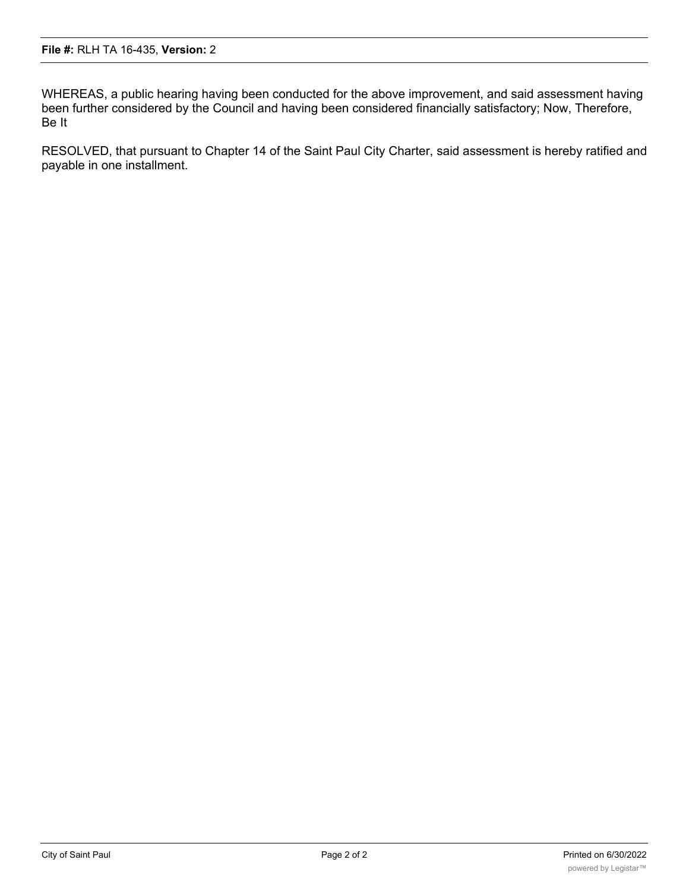WHEREAS, a public hearing having been conducted for the above improvement, and said assessment having been further considered by the Council and having been considered financially satisfactory; Now, Therefore, Be It

RESOLVED, that pursuant to Chapter 14 of the Saint Paul City Charter, said assessment is hereby ratified and payable in one installment.